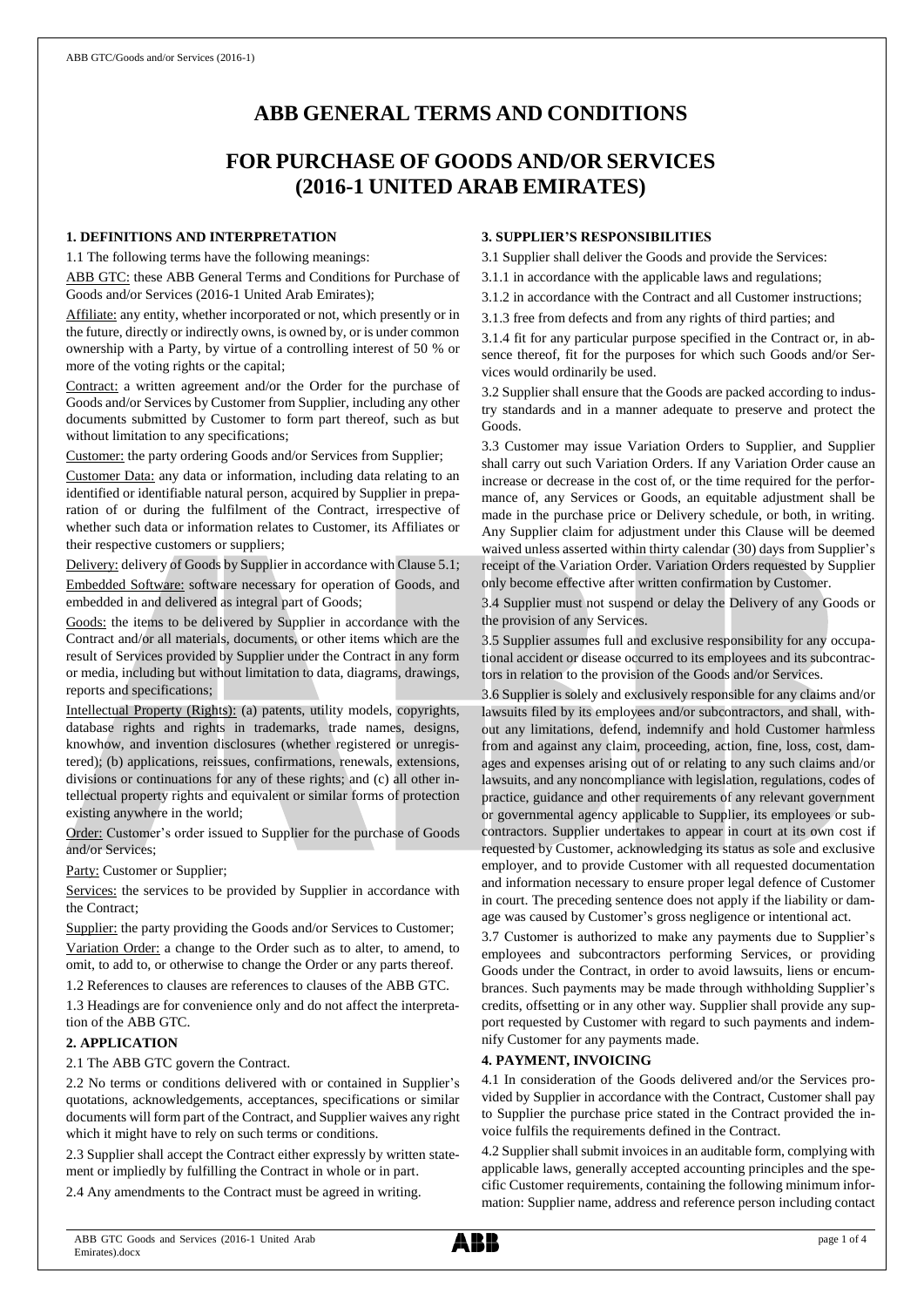# ABB GENERAL TERMS AND CONDITIONS

# FOR PURCHASE OF GOODS AND/OR SERVICES (2016-1 UNITED ARAB EMIRATES)

## 1. DEFINITIONS AND INTERPRETATION

1.1 The following terms have the following meanings:

ABB GTC: these ABB General Terms and Conditions for Purchase of Goods and/or Services (2016-1 United Arab Emirates);

Affiliate: any entity, whether incorporated or not, which presently or in the future, directly or indirectly owns, is owned by, or is under common ownership with a Party, by virtue of a controlling interest of 50 % or more of the voting rights or the capital;

Contract: a written agreement and/or the Order for the purchase of Goods and/or Services by Customer from Supplier, including any other documents submitted by Customer to form part thereof, such as but without limitation to any specifications;

Customer: the party ordering Goods and/or Services from Supplier;

Customer Data: any data or information, including data relating to an identified or identifiable natural person, acquired by Supplier in preparation of or during the fulfilment of the Contract, irrespective of whether such data or information relates to Customer, its Affiliates or their respective customers or suppliers;

Delivery: delivery of Goods by Supplier in accordance with Clause 5.1;

Embedded Software: software necessary for operation of Goods, and embedded in and delivered as integral part of Goods;

Goods: the items to be delivered by Supplier in accordance with the Contract and/or all materials, documents, or other items which are the result of Services provided by Supplier under the Contract in any form or media, including but without limitation to data, diagrams, drawings, reports and specifications;

Intellectual Property (Rights): (a) patents, utility models, copyrights, database rights and rights in trademarks, trade names, designs, knowhow, and invention disclosures (whether registered or unregistered); (b) applications, reissues, confirmations, renewals, extensions, divisions or continuations for any of these rights; and (c) all other intellectual property rights and equivalent or similar forms of protection existing anywhere in the world;

Order: Customer's order issued to Supplier for the purchase of Goods and/or Services;

Party: Customer or Supplier;

Services: the services to be provided by Supplier in accordance with the Contract;

Supplier: the party providing the Goods and/or Services to Customer;

Variation Order: a change to the Order such as to alter, to amend, to omit, to add to, or otherwise to change the Order or any parts thereof.

1.2 References to clauses are references to clauses of the ABB GTC.

1.3 Headings are for convenience only and do not affect the interpretation of the ABB GTC.

## 2. APPLICATION

2.1 The ABB GTC govern the Contract.

2.2 No terms or conditions delivered with or contained in Supplier's quotations, acknowledgements, acceptances, specifications or similar documents will form part of the Contract, and Supplier waives any right which it might have to rely on such terms or conditions.

2.3 Supplier shall accept the Contract either expressly by written statement or impliedly by fulfilling the Contract in whole or in part.

2.4 Any amendments to the Contract must be agreed in writing.

## 3. SUPPLIER'S RESPONSIBILITIES

3.1 Supplier shall deliver the Goods and provide the Services:

3.1.1 in accordance with the applicable laws and regulations;

3.1.2 in accordance with the Contract and all Customer instructions;

3.1.3 free from defects and from any rights of third parties; and

3.1.4 fit for any particular purpose specified in the Contract or, in absence thereof, fit for the purposes for which such Goods and/or Services would ordinarily be used.

3.2 Supplier shall ensure that the Goods are packed according to industry standards and in a manner adequate to preserve and protect the Goods.

3.3 Customer may issue Variation Orders to Supplier, and Supplier shall carry out such Variation Orders. If any Variation Order cause an increase or decrease in the cost of, or the time required for the performance of, any Services or Goods, an equitable adjustment shall be made in the purchase price or Delivery schedule, or both, in writing. Any Supplier claim for adjustment under this Clause will be deemed waived unless asserted within thirty calendar (30) days from Supplier's receipt of the Variation Order. Variation Orders requested by Supplier only become effective after written confirmation by Customer.

3.4 Supplier must not suspend or delay the Delivery of any Goods or the provision of any Services.

3.5 Supplier assumes full and exclusive responsibility for any occupational accident or disease occurred to its employees and its subcontractors in relation to the provision of the Goods and/or Services.

3.6 Supplier is solely and exclusively responsible for any claims and/or lawsuits filed by its employees and/or subcontractors, and shall, without any limitations, defend, indemnify and hold Customer harmless from and against any claim, proceeding, action, fine, loss, cost, damages and expenses arising out of or relating to any such claims and/or lawsuits, and any noncompliance with legislation, regulations, codes of practice, guidance and other requirements of any relevant government or governmental agency applicable to Supplier, its employees or subcontractors. Supplier undertakes to appear in court at its own cost if requested by Customer, acknowledging its status as sole and exclusive employer, and to provide Customer with all requested documentation and information necessary to ensure proper legal defence of Customer in court. The preceding sentence does not apply if the liability or damage was caused by Customer's gross negligence or intentional act.

3.7 Customer is authorized to make any payments due to Supplier's employees and subcontractors performing Services, or providing Goods under the Contract, in order to avoid lawsuits, liens or encumbrances. Such payments may be made through withholding Supplier's credits, offsetting or in any other way. Supplier shall provide any support requested by Customer with regard to such payments and indemnify Customer for any payments made.

## 4. PAYMENT, INVOICING

4.1 In consideration of the Goods delivered and/or the Services provided by Supplier in accordance with the Contract, Customer shall pay to Supplier the purchase price stated in the Contract provided the invoice fulfils the requirements defined in the Contract.

4.2 Supplier shall submit invoices in an auditable form, complying with applicable laws, generally accepted accounting principles and the specific Customer requirements, containing the following minimum information: Supplier name, address and reference person including contact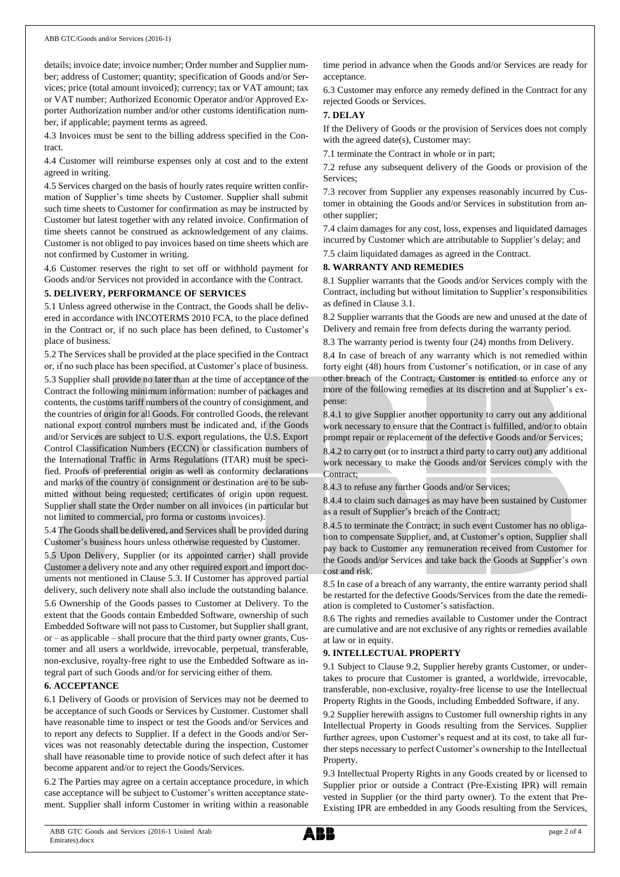details; invoice date; invoice number; Order number and Supplier number; address of Customer; quantity; specification of Goods and/or Services; price (total amount invoiced); currency; tax or VAT amount; tax or VAT number; Authorized Economic Operator and/or Approved Exporter Authorization number and/or other customs identification number, if applicable; payment terms as agreed.

4.3 Invoices must be sent to the billing address specified in the Contract.

4.4 Customer will reimburse expenses only at cost and to the extent agreed in writing.

4.5 Services charged on the basis of hourly rates require written confirmation of Supplier's time sheets by Customer. Supplier shall submit such time sheets to Customer for confirmation as may be instructed by Customer but latest together with any related invoice. Confirmation of time sheets cannot be construed as acknowledgement of any claims. Customer is not obliged to pay invoices based on time sheets which are not confirmed by Customer in writing.

4.6 Customer reserves the right to set off or withhold payment for Goods and/or Services not provided in accordance with the Contract.

## 5. DELIVERY, PERFORMANCE OF SERVICES

5.1 Unless agreed otherwise in the Contract, the Goods shall be delivered in accordance with INCOTERMS 2010 FCA, to the place defined in the Contract or, if no such place has been defined, to Customer's place of business.

5.2 The Services shall be provided at the place specified in the Contract or, if no such place has been specified, at Customer's place of business.

5.3 Supplier shall provide no later than at the time of acceptance of the Contract the following minimum information: number of packages and contents, the customs tariff numbers of the country of consignment, and the countries of origin for all Goods. For controlled Goods, the relevant national export control numbers must be indicated and, if the Goods and/or Services are subject to U.S. export regulations, the U.S. Export Control Classification Numbers (ECCN) or classification numbers of the International Traffic in Arms Regulations (ITAR) must be specified. Proofs of preferential origin as well as conformity declarations and marks of the country of consignment or destination are to be submitted without being requested; certificates of origin upon request. Supplier shall state the Order number on all invoices (in particular but not limited to commercial, pro forma or customs invoices).

5.4 The Goods shall be delivered, and Services shall be provided during Customer's business hours unless otherwise requested by Customer.

5.5 Upon Delivery, Supplier (or its appointed carrier) shall provide Customer a delivery note and any other required export and import documents not mentioned in Clause 5.3. If Customer has approved partial delivery, such delivery note shall also include the outstanding balance.

5.6 Ownership of the Goods passes to Customer at Delivery. To the extent that the Goods contain Embedded Software, ownership of such Embedded Software will not pass to Customer, but Supplier shall grant, or – as applicable – shall procure that the third party owner grants, Customer and all users a worldwide, irrevocable, perpetual, transferable, non-exclusive, royalty-free right to use the Embedded Software as integral part of such Goods and/or for servicing either of them.

## 6. ACCEPTANCE

6.1 Delivery of Goods or provision of Services may not be deemed to be acceptance of such Goods or Services by Customer. Customer shall have reasonable time to inspect or test the Goods and/or Services and to report any defects to Supplier. If a defect in the Goods and/or Services was not reasonably detectable during the inspection, Customer shall have reasonable time to provide notice of such defect after it has become apparent and/or to reject the Goods/Services.

6.2 The Parties may agree on a certain acceptance procedure, in which case acceptance will be subject to Customer's written acceptance statement. Supplier shall inform Customer in writing within a reasonable time period in advance when the Goods and/or Services are ready for acceptance.

6.3 Customer may enforce any remedy defined in the Contract for any rejected Goods or Services.

## 7. DELAY

If the Delivery of Goods or the provision of Services does not comply with the agreed date(s), Customer may:

7.1 terminate the Contract in whole or in part;

7.2 refuse any subsequent delivery of the Goods or provision of the Services;

7.3 recover from Supplier any expenses reasonably incurred by Customer in obtaining the Goods and/or Services in substitution from another supplier;

7.4 claim damages for any cost, loss, expenses and liquidated damages incurred by Customer which are attributable to Supplier's delay; and

7.5 claim liquidated damages as agreed in the Contract.

## 8. WARRANTY AND REMEDIES

8.1 Supplier warrants that the Goods and/or Services comply with the Contract, including but without limitation to Supplier's responsibilities as defined in Clause 3.1.

8.2 Supplier warrants that the Goods are new and unused at the date of Delivery and remain free from defects during the warranty period.

8.3 The warranty period is twenty four (24) months from Delivery.

8.4 In case of breach of any warranty which is not remedied within forty eight (48) hours from Customer's notification, or in case of any other breach of the Contract, Customer is entitled to enforce any or more of the following remedies at its discretion and at Supplier's expense:

8.4.1 to give Supplier another opportunity to carry out any additional work necessary to ensure that the Contract is fulfilled, and/or to obtain prompt repair or replacement of the defective Goods and/or Services;

8.4.2 to carry out (or to instruct a third party to carry out) any additional work necessary to make the Goods and/or Services comply with the Contract;

8.4.3 to refuse any further Goods and/or Services;

8.4.4 to claim such damages as may have been sustained by Customer as a result of Supplier's breach of the Contract;

8.4.5 to terminate the Contract; in such event Customer has no obligation to compensate Supplier, and, at Customer's option, Supplier shall pay back to Customer any remuneration received from Customer for the Goods and/or Services and take back the Goods at Supplier's own cost and risk.

8.5 In case of a breach of any warranty, the entire warranty period shall be restarted for the defective Goods/Services from the date the remediation is completed to Customer's satisfaction.

8.6 The rights and remedies available to Customer under the Contract are cumulative and are not exclusive of any rights or remedies available at law or in equity.

## 9. INTELLECTUAL PROPERTY

9.1 Subject to Clause 9.2, Supplier hereby grants Customer, or undertakes to procure that Customer is granted, a worldwide, irrevocable, transferable, non-exclusive, royalty-free license to use the Intellectual Property Rights in the Goods, including Embedded Software, if any.

9.2 Supplier herewith assigns to Customer full ownership rights in any Intellectual Property in Goods resulting from the Services. Supplier further agrees, upon Customer's request and at its cost, to take all further steps necessary to perfect Customer's ownership to the Intellectual Property.

9.3 Intellectual Property Rights in any Goods created by or licensed to Supplier prior or outside a Contract (Pre-Existing IPR) will remain vested in Supplier (or the third party owner). To the extent that Pre-Existing IPR are embedded in any Goods resulting from the Services,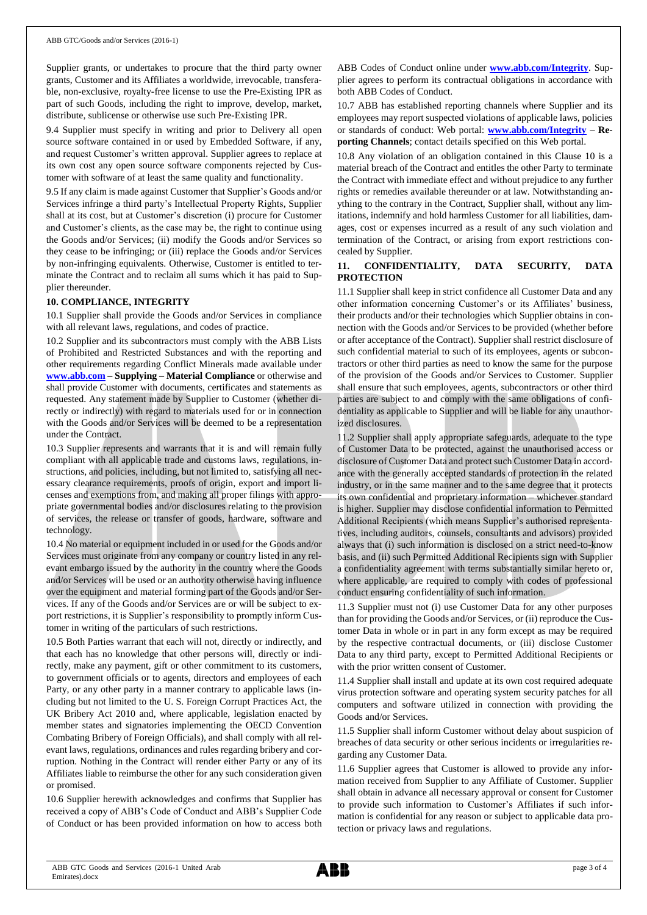Supplier grants, or undertakes to procure that the third party owner grants, Customer and its Affiliates a worldwide, irrevocable, transferable, non-exclusive, royalty-free license to use the Pre-Existing IPR as part of such Goods, including the right to improve, develop, market, distribute, sublicense or otherwise use such Pre-Existing IPR.

9.4 Supplier must specify in writing and prior to Delivery all open source software contained in or used by Embedded Software, if any, and request Customer's written approval. Supplier agrees to replace at its own cost any open source software components rejected by Customer with software of at least the same quality and functionality.

9.5 If any claim is made against Customer that Supplier's Goods and/or Services infringe a third party's Intellectual Property Rights, Supplier shall at its cost, but at Customer's discretion (i) procure for Customer and Customer's clients, as the case may be, the right to continue using the Goods and/or Services; (ii) modify the Goods and/or Services so they cease to be infringing; or (iii) replace the Goods and/or Services by non-infringing equivalents. Otherwise, Customer is entitled to terminate the Contract and to reclaim all sums which it has paid to Supplier thereunder.

**10. COMPLIANCE, INTEGRITY**

10.1 Supplier shall provide the Goods and/or Services in compliance with all relevant laws, regulations, and codes of practice.

10.2 Supplier and its subcontractors must comply with the ABB Lists of Prohibited and Restricted Substances and with the reporting and other requirements regarding Conflict Minerals made available under **www.abb.com – Supplying – Material Compliance** or otherwise and shall provide Customer with documents, certificates and statements as requested. Any statement made by Supplier to Customer (whether directly or indirectly) with regard to materials used for or in connection with the Goods and/or Services will be deemed to be a representation under the Contract.

10.3 Supplier represents and warrants that it is and will remain fully compliant with all applicable trade and customs laws, regulations, instructions, and policies, including, but not limited to, satisfying all necessary clearance requirements, proofs of origin, export and import licenses and exemptions from, and making all proper filings with appropriate governmental bodies and/or disclosures relating to the provision of services, the release or transfer of goods, hardware, software and technology.

10.4 No material or equipment included in or used for the Goods and/or Services must originate from any company or country listed in any relevant embargo issued by the authority in the country where the Goods and/or Services will be used or an authority otherwise having influence over the equipment and material forming part of the Goods and/or Services. If any of the Goods and/or Services are or will be subject to export restrictions, it is Supplier's responsibility to promptly inform Customer in writing of the particulars of such restrictions.

10.5 Both Parties warrant that each will not, directly or indirectly, and that each has no knowledge that other persons will, directly or indirectly, make any payment, gift or other commitment to its customers, to government officials or to agents, directors and employees of each Party, or any other party in a manner contrary to applicable laws (including but not limited to the U. S. Foreign Corrupt Practices Act, the UK Bribery Act 2010 and, where applicable, legislation enacted by member states and signatories implementing the OECD Convention Combating Bribery of Foreign Officials), and shall comply with all relevant laws, regulations, ordinances and rules regarding bribery and corruption. Nothing in the Contract will render either Party or any of its Affiliates liable to reimburse the other for any such consideration given or promised.

10.6 Supplier herewith acknowledges and confirms that Supplier has received a copy of ABB's Code of Conduct and ABB's Supplier Code of Conduct or has been provided information on how to access both ABB Codes of Conduct online under **www.abb.com/Integrity**. Supplier agrees to perform its contractual obligations in accordance with both ABB Codes of Conduct.

10.7 ABB has established reporting channels where Supplier and its employees may report suspected violations of applicable laws, policies or standards of conduct: Web portal: **www.abb.com/Integrity – Reporting Channels**; contact details specified on this Web portal.

10.8 Any violation of an obligation contained in this Clause 10 is a material breach of the Contract and entitles the other Party to terminate the Contract with immediate effect and without prejudice to any further rights or remedies available thereunder or at law. Notwithstanding anything to the contrary in the Contract, Supplier shall, without any limitations, indemnify and hold harmless Customer for all liabilities, damages, cost or expenses incurred as a result of any such violation and termination of the Contract, or arising from export restrictions concealed by Supplier.

**11. CONFIDENTIALITY, DATA SECURITY, DATA PROTECTION**

11.1 Supplier shall keep in strict confidence all Customer Data and any other information concerning Customer's or its Affiliates' business, their products and/or their technologies which Supplier obtains in connection with the Goods and/or Services to be provided (whether before or after acceptance of the Contract). Supplier shall restrict disclosure of such confidential material to such of its employees, agents or subcontractors or other third parties as need to know the same for the purpose of the provision of the Goods and/or Services to Customer. Supplier shall ensure that such employees, agents, subcontractors or other third parties are subject to and comply with the same obligations of confidentiality as applicable to Supplier and will be liable for any unauthorized disclosures.

11.2 Supplier shall apply appropriate safeguards, adequate to the type of Customer Data to be protected, against the unauthorised access or disclosure of Customer Data and protect such Customer Data in accordance with the generally accepted standards of protection in the related industry, or in the same manner and to the same degree that it protects its own confidential and proprietary information – whichever standard is higher. Supplier may disclose confidential information to Permitted Additional Recipients (which means Supplier's authorised representatives, including auditors, counsels, consultants and advisors) provided always that (i) such information is disclosed on a strict need-to-know basis, and (ii) such Permitted Additional Recipients sign with Supplier a confidentiality agreement with terms substantially similar hereto or, where applicable, are required to comply with codes of professional conduct ensuring confidentiality of such information.

11.3 Supplier must not (i) use Customer Data for any other purposes than for providing the Goods and/or Services, or (ii) reproduce the Customer Data in whole or in part in any form except as may be required by the respective contractual documents, or (iii) disclose Customer Data to any third party, except to Permitted Additional Recipients or with the prior written consent of Customer.

11.4 Supplier shall install and update at its own cost required adequate virus protection software and operating system security patches for all computers and software utilized in connection with providing the Goods and/or Services.

11.5 Supplier shall inform Customer without delay about suspicion of breaches of data security or other serious incidents or irregularities regarding any Customer Data.

11.6 Supplier agrees that Customer is allowed to provide any information received from Supplier to any Affiliate of Customer. Supplier shall obtain in advance all necessary approval or consent for Customer to provide such information to Customer's Affiliates if such information is confidential for any reason or subject to applicable data protection or privacy laws and regulations.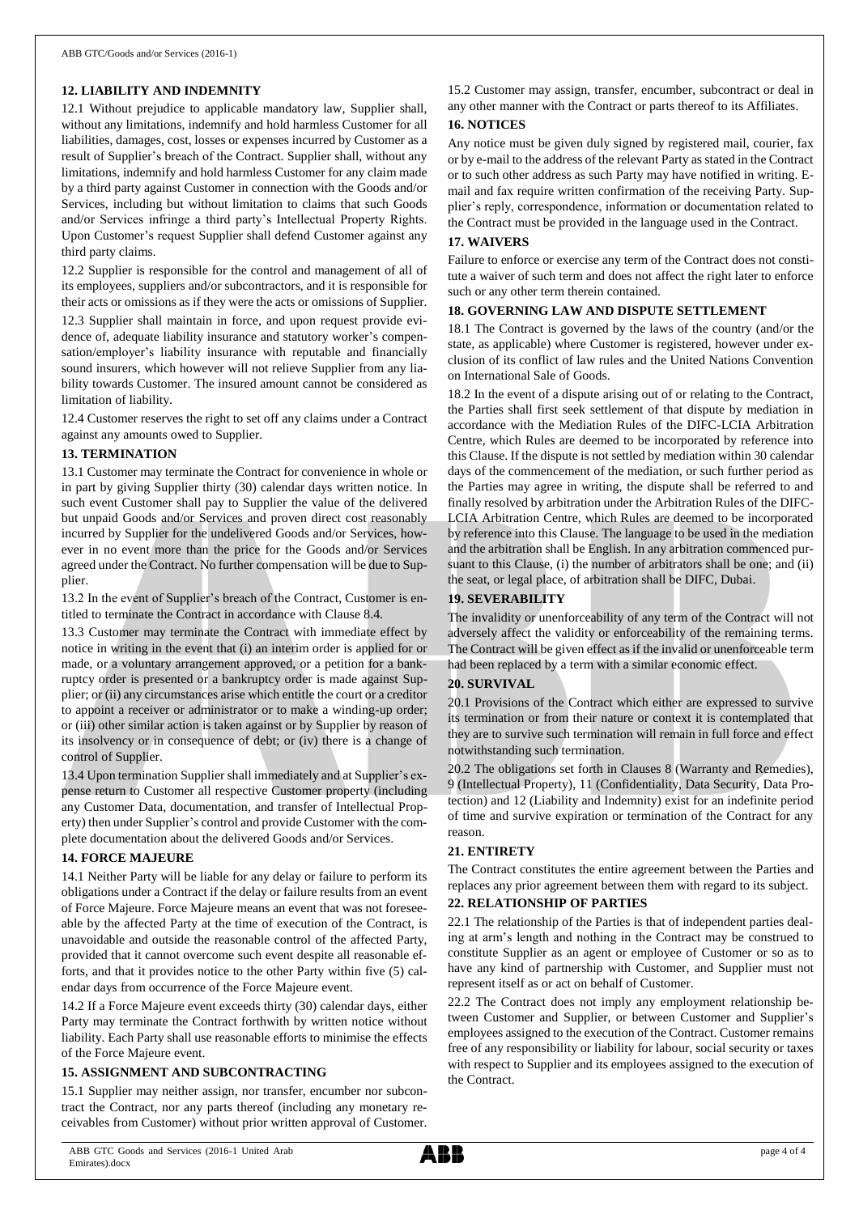## 12. LIABILITY AND INDEMNITY

12.1 Without prejudice to applicable mandatory law, Supplier shall, without any limitations, indemnify and hold harmless Customer for all liabilities, damages, cost, losses or expenses incurred by Customer as a result of Supplier's breach of the Contract. Supplier shall, without any limitations, indemnify and hold harmless Customer for any claim made by a third party against Customer in connection with the Goods and/or Services, including but without limitation to claims that such Goods and/or Services infringe a third party's Intellectual Property Rights. Upon Customer's request Supplier shall defend Customer against any third party claims.

12.2 Supplier is responsible for the control and management of all of its employees, suppliers and/or subcontractors, and it is responsible for their acts or omissions as if they were the acts or omissions of Supplier.

12.3 Supplier shall maintain in force, and upon request provide evidence of, adequate liability insurance and statutory worker's compensation/employer's liability insurance with reputable and financially sound insurers, which however will not relieve Supplier from any liability towards Customer. The insured amount cannot be considered as limitation of liability.

12.4 Customer reserves the right to set off any claims under a Contract against any amounts owed to Supplier.

## 13. TERMINATION

13.1 Customer may terminate the Contract for convenience in whole or in part by giving Supplier thirty (30) calendar days written notice. In such event Customer shall pay to Supplier the value of the delivered but unpaid Goods and/or Services and proven direct cost reasonably incurred by Supplier for the undelivered Goods and/or Services, however in no event more than the price for the Goods and/or Services agreed under the Contract. No further compensation will be due to Supplier.

13.2 In the event of Supplier's breach of the Contract, Customer is entitled to terminate the Contract in accordance with Clause 8.4.

13.3 Customer may terminate the Contract with immediate effect by notice in writing in the event that (i) an interim order is applied for or made, or a voluntary arrangement approved, or a petition for a bankruptcy order is presented or a bankruptcy order is made against Supplier; or (ii) any circumstances arise which entitle the court or a creditor to appoint a receiver or administrator or to make a winding-up order; or (iii) other similar action is taken against or by Supplier by reason of its insolvency or in consequence of debt; or (iv) there is a change of control of Supplier.

13.4 Upon termination Supplier shall immediately and at Supplier's expense return to Customer all respective Customer property (including any Customer Data, documentation, and transfer of Intellectual Property) then under Supplier's control and provide Customer with the complete documentation about the delivered Goods and/or Services.

## 14. FORCE MAJEURE

14.1 Neither Party will be liable for any delay or failure to perform its obligations under a Contract if the delay or failure results from an event of Force Majeure. Force Majeure means an event that was not foreseeable by the affected Party at the time of execution of the Contract, is unavoidable and outside the reasonable control of the affected Party, provided that it cannot overcome such event despite all reasonable efforts, and that it provides notice to the other Party within five (5) calendar days from occurrence of the Force Majeure event.

14.2 If a Force Majeure event exceeds thirty (30) calendar days, either Party may terminate the Contract forthwith by written notice without liability. Each Party shall use reasonable efforts to minimise the effects of the Force Majeure event.

## 15. ASSIGNMENT AND SUBCONTRACTING

15.1 Supplier may neither assign, nor transfer, encumber nor subcontract the Contract, nor any parts thereof (including any monetary receivables from Customer) without prior written approval of Customer.

15.2 Customer may assign, transfer, encumber, subcontract or deal in any other manner with the Contract or parts thereof to its Affiliates.

## 16. NOTICES

Any notice must be given duly signed by registered mail, courier, fax or by e-mail to the address of the relevant Party as stated in the Contract or to such other address as such Party may have notified in writing. E-mail and fax require written confirmation of the receiving Party. Supplier's reply, correspondence, information or documentation related to the Contract must be provided in the language used in the Contract.

## 17. WAIVERS

Failure to enforce or exercise any term of the Contract does not constitute a waiver of such term and does not affect the right later to enforce such or any other term therein contained.

## 18. GOVERNING LAW AND DISPUTE SETTLEMENT

18.1 The Contract is governed by the laws of the country (and/or the state, as applicable) where Customer is registered, however under exclusion of its conflict of law rules and the United Nations Convention on International Sale of Goods.

18.2 In the event of a dispute arising out of or relating to the Contract, the Parties shall first seek settlement of that dispute by mediation in accordance with the Mediation Rules of the DIFC-LCIA Arbitration Centre, which Rules are deemed to be incorporated by reference into this Clause. If the dispute is not settled by mediation within 30 calendar days of the commencement of the mediation, or such further period as the Parties may agree in writing, the dispute shall be referred to and finally resolved by arbitration under the Arbitration Rules of the DIFC-LCIA Arbitration Centre, which Rules are deemed to be incorporated by reference into this Clause. The language to be used in the mediation and the arbitration shall be English. In any arbitration commenced pursuant to this Clause, (i) the number of arbitrators shall be one; and (ii) the seat, or legal place, of arbitration shall be DIFC, Dubai.

## 19. SEVERABILITY

The invalidity or unenforceability of any term of the Contract will not adversely affect the validity or enforceability of the remaining terms. The Contract will be given effect as if the invalid or unenforceable term had been replaced by a term with a similar economic effect.

## 20. SURVIVAL

20.1 Provisions of the Contract which either are expressed to survive its termination or from their nature or context it is contemplated that they are to survive such termination will remain in full force and effect notwithstanding such termination.

20.2 The obligations set forth in Clauses 8 (Warranty and Remedies), 9 (Intellectual Property), 11 (Confidentiality, Data Security, Data Protection) and 12 (Liability and Indemnity) exist for an indefinite period of time and survive expiration or termination of the Contract for any reason.

## 21. ENTIRETY

The Contract constitutes the entire agreement between the Parties and replaces any prior agreement between them with regard to its subject.

## 22. RELATIONSHIP OF PARTIES

22.1 The relationship of the Parties is that of independent parties dealing at arm's length and nothing in the Contract may be construed to constitute Supplier as an agent or employee of Customer or so as to have any kind of partnership with Customer, and Supplier must not represent itself as or act on behalf of Customer.

22.2 The Contract does not imply any employment relationship between Customer and Supplier, or between Customer and Supplier's employees assigned to the execution of the Contract. Customer remains free of any responsibility or liability for labour, social security or taxes with respect to Supplier and its employees assigned to the execution of the Contract.